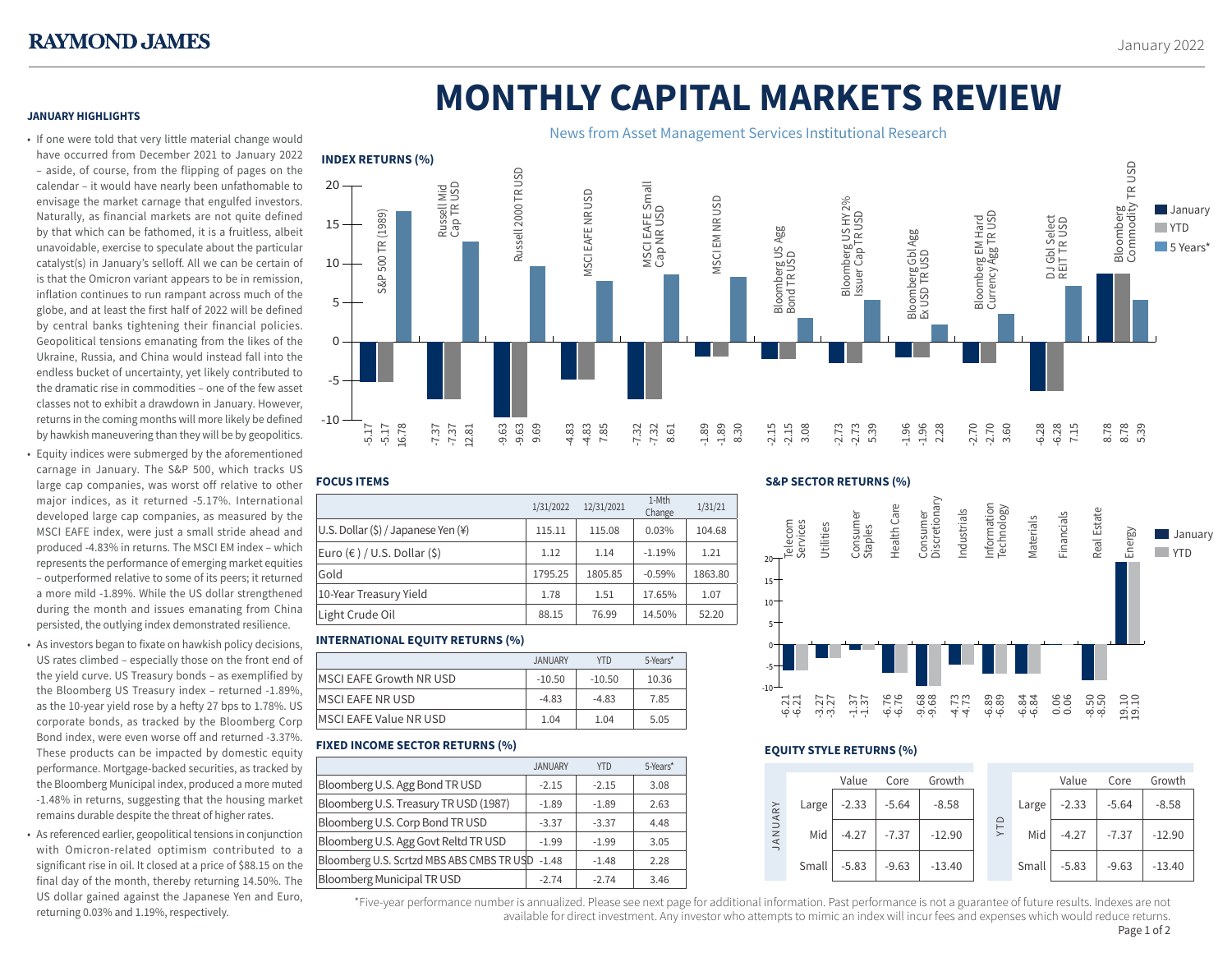# MONTHLY CAPITAL MARKETS REVIEW

News from Asset Management Services Institutional Research

January 2022

### JANUARY HIGHLIGHTS

- If one were told that very little material change would have occurred from December 2021 to January 2022 – aside, of course, from the flipping of pages on the calendar – it would have nearly been unfathomable to envisage the market carnage that engulfed investors. Naturally, as financial markets are not quite defined by that which can be fathomed, it is a fruitless, albeit unavoidable, exercise to speculate about the particular catalyst(s) in January's selloff. All we can be certain of is that the Omicron variant appears to be in remission, inflation continues to run rampant across much of the globe, and at least the first half of 2022 will be defined by central banks tightening their financial policies. Geopolitical tensions emanating from the likes of the Ukraine, Russia, and China would instead fall into the endless bucket of uncertainty, yet likely contributed to the dramatic rise in commodities – one of the few asset classes not to exhibit a drawdown in January. However, returns in the coming months will more likely be defined by hawkish maneuvering than they will be by geopolitics.
- Equity indices were submerged by the aforementioned carnage in January. The S&P 500, which tracks US large cap companies, was worst off relative to other major indices, as it returned -5.17%. International developed large cap companies, as measured by the MSCI EAFE index, were just a small stride ahead and produced -4.83% in returns. The MSCI EM index – which represents the performance of emerging market equities – outperformed relative to some of its peers; it returned a more mild -1.89%. While the US dollar strengthened during the month and issues emanating from China persisted, the outlying index demonstrated resilience.
- As investors began to fixate on hawkish policy decisions, US rates climbed – especially those on the front end of the yield curve. US Treasury bonds – as exemplified by the Bloomberg US Treasury index – returned -1.89%, as the 10-year yield rose by a hefty 27 bps to 1.78%. US corporate bonds, as tracked by the Bloomberg Corp Bond index, were even worse off and returned -3.37%. These products can be impacted by domestic equity performance. Mortgage-backed securities, as tracked by the Bloomberg Municipal index, produced a more muted -1.48% in returns, suggesting that the housing market remains durable despite the threat of higher rates.
- As referenced earlier, geopolitical tensions in conjunction with Omicron-related optimism contributed to a significant rise in oil. It closed at a price of $88.15 on the final day of the month, thereby returning 14.50%. The US dollar gained against the Japanese Yen and Euro, returning 0.03% and 1.19%, respectively.

### INDEX RETURNS (%)

| Index | January | YTD | 5 Years* |
|---|---|---|---|
| S&P 500 TR (1989) | -5.17 | -5.17 | 16.78 |
| Russell Mid Cap TR USD | -7.37 | -7.37 | 12.81 |
| Russell 2000 TR USD | -9.63 | -9.63 | 9.69 |
| MSCI EAFE NR USD | -4.83 | -4.83 | 7.85 |
| MSCI EAFE Small Cap NR USD | -7.32 | -7.32 | 8.61 |
| MSCI EM NR USD | -1.89 | -1.89 | 8.30 |
| Bloomberg US Agg Bond TR USD | -2.15 | -2.15 | 3.08 |
| Bloomberg US HY 2% Issuer Cap TR USD | -2.73 | -2.73 | 5.39 |
| Bloomberg Gbl Agg Ex USD TR USD | -1.96 | -1.96 | 2.28 |
| Bloomberg EM Hard Currency Agg TR USD | -2.70 | -2.70 | 3.60 |
| DJ Gbl Select REIT TR USD | -6.28 | -6.28 | 7.15 |
| Bloomberg Commodity TR USD | 8.78 | 8.78 | 5.39 |

### FOCUS ITEMS

| | 1/31/2022 | 12/31/2021 | 1-Mth Change | 1/31/21 |
|---|---|---|---|---|
| U.S. Dollar ($) / Japanese Yen (¥) | 115.11 | 115.08 | 0.03% | 104.68 |
| Euro (€) / U.S. Dollar ($) | 1.12 | 1.14 | -1.19% | 1.21 |
| Gold | 1795.25 | 1805.85 | -0.59% | 1863.80 |
| 10-Year Treasury Yield | 1.78 | 1.51 | 17.65% | 1.07 |
| Light Crude Oil | 88.15 | 76.99 | 14.50% | 52.20 |

### INTERNATIONAL EQUITY RETURNS (%)

| | JANUARY | YTD | 5-Years* |
|---|---|---|---|
| MSCI EAFE Growth NR USD | -10.50 | -10.50 | 10.36 |
| MSCI EAFE NR USD | -4.83 | -4.83 | 7.85 |
| MSCI EAFE Value NR USD | 1.04 | 1.04 | 5.05 |

### FIXED INCOME SECTOR RETURNS (%)

| | JANUARY | YTD | 5-Years* |
|---|---|---|---|
| Bloomberg U.S. Agg Bond TR USD | -2.15 | -2.15 | 3.08 |
| Bloomberg U.S. Treasury TR USD (1987) | -1.89 | -1.89 | 2.63 |
| Bloomberg U.S. Corp Bond TR USD | -3.37 | -3.37 | 4.48 |
| Bloomberg U.S. Agg Govt Reltd TR USD | -1.99 | -1.99 | 3.05 |
| Bloomberg U.S. Scrtzd MBS ABS CMBS TR USD | -1.48 | -1.48 | 2.28 |
| Bloomberg Municipal TR USD | -2.74 | -2.74 | 3.46 |

### S&P SECTOR RETURNS (%)

| Sector | January | YTD |
|---|---|---|
| Telecom Services | -6.21 | -6.21 |
| Utilities | -3.27 | -3.27 |
| Consumer Staples | -1.37 | -1.37 |
| Health Care | -6.76 | -6.76 |
| Consumer Discretionary | -9.68 | -9.68 |
| Industrials | -4.73 | -4.73 |
| Information Technology | -6.89 | -6.89 |
| Materials | -6.84 | -6.84 |
| Financials | 0.06 | 0.06 |
| Real Estate | -8.50 | -8.50 |
| Energy | 19.10 | 19.10 |

### EQUITY STYLE RETURNS (%)

**JANUARY**

| | Value | Core | Growth |
|---|---|---|---|
| Large | -2.33 | -5.64 | -8.58 |
| Mid | -4.27 | -7.37 | -12.90 |
| Small | -5.83 | -9.63 | -13.40 |

**YTD**

| | Value | Core | Growth |
|---|---|---|---|
| Large | -2.33 | -5.64 | -8.58 |
| Mid | -4.27 | -7.37 | -12.90 |
| Small | -5.83 | -9.63 | -13.40 |

*Five-year performance number is annualized. Please see next page for additional information. Past performance is not a guarantee of future results. Indexes are not available for direct investment. Any investor who attempts to mimic an index will incur fees and expenses which would reduce returns.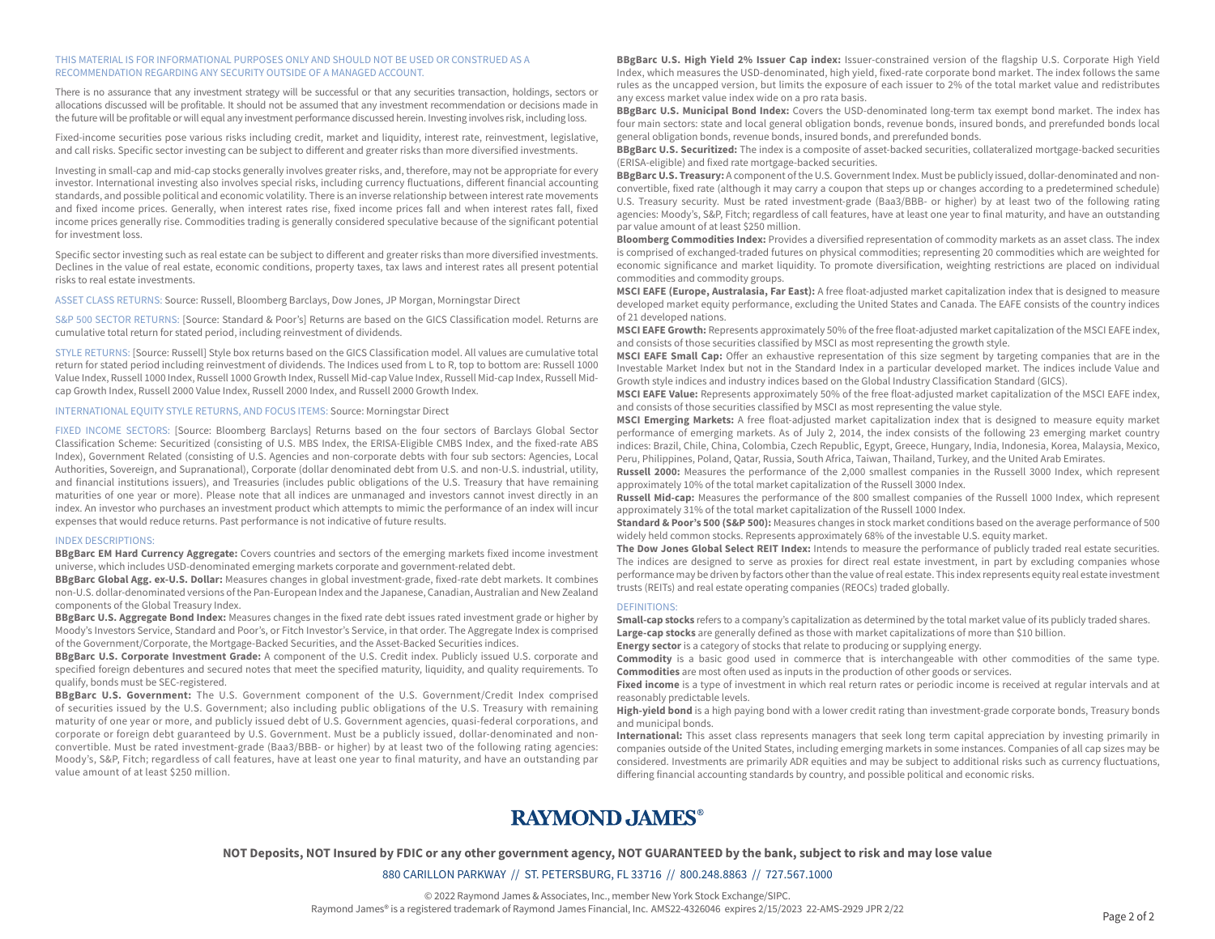THIS MATERIAL IS FOR INFORMATIONAL PURPOSES ONLY AND SHOULD NOT BE USED OR CONSTRUED AS A RECOMMENDATION REGARDING ANY SECURITY OUTSIDE OF A MANAGED ACCOUNT.

There is no assurance that any investment strategy will be successful or that any securities transaction, holdings, sectors or allocations discussed will be profitable. It should not be assumed that any investment recommendation or decisions made in the future will be profitable or will equal any investment performance discussed herein. Investing involves risk, including loss.

Fixed-income securities pose various risks including credit, market and liquidity, interest rate, reinvestment, legislative, and call risks. Specific sector investing can be subject to different and greater risks than more diversified investments.

Investing in small-cap and mid-cap stocks generally involves greater risks, and, therefore, may not be appropriate for every investor. International investing also involves special risks, including currency fluctuations, different financial accounting standards, and possible political and economic volatility. There is an inverse relationship between interest rate movements and fixed income prices. Generally, when interest rates rise, fixed income prices fall and when interest rates fall, fixed income prices generally rise. Commodities trading is generally considered speculative because of the significant potential for investment loss.

Specific sector investing such as real estate can be subject to different and greater risks than more diversified investments. Declines in the value of real estate, economic conditions, property taxes, tax laws and interest rates all present potential risks to real estate investments.

ASSET CLASS RETURNS: Source: Russell, Bloomberg Barclays, Dow Jones, JP Morgan, Morningstar Direct

S&P 500 SECTOR RETURNS: [Source: Standard & Poor's] Returns are based on the GICS Classification model. Returns are cumulative total return for stated period, including reinvestment of dividends.

STYLE RETURNS: [Source: Russell] Style box returns based on the GICS Classification model. All values are cumulative total return for stated period including reinvestment of dividends. The Indices used from L to R, top to bottom are: Russell 1000 Value Index, Russell 1000 Index, Russell 1000 Growth Index, Russell Mid-cap Value Index, Russell Mid-cap Index, Russell Mid-cap Growth Index, Russell 2000 Value Index, Russell 2000 Index, and Russell 2000 Growth Index.

INTERNATIONAL EQUITY STYLE RETURNS, AND FOCUS ITEMS: Source: Morningstar Direct

FIXED INCOME SECTORS: [Source: Bloomberg Barclays] Returns based on the four sectors of Barclays Global Sector Classification Scheme: Securitized (consisting of U.S. MBS Index, the ERISA-Eligible CMBS Index, and the fixed-rate ABS Index), Government Related (consisting of U.S. Agencies and non-corporate debts with four sub sectors: Agencies, Local Authorities, Sovereign, and Supranational), Corporate (dollar denominated debt from U.S. and non-U.S. industrial, utility, and financial institutions issuers), and Treasuries (includes public obligations of the U.S. Treasury that have remaining maturities of one year or more). Please note that all indices are unmanaged and investors cannot invest directly in an index. An investor who purchases an investment product which attempts to mimic the performance of an index will incur expenses that would reduce returns. Past performance is not indicative of future results.

## INDEX DESCRIPTIONS:

**BBgBarc EM Hard Currency Aggregate:** Covers countries and sectors of the emerging markets fixed income investment universe, which includes USD-denominated emerging markets corporate and government-related debt.

**BBgBarc Global Agg. ex-U.S. Dollar:** Measures changes in global investment-grade, fixed-rate debt markets. It combines non-U.S. dollar-denominated versions of the Pan-European Index and the Japanese, Canadian, Australian and New Zealand components of the Global Treasury Index.

**BBgBarc U.S. Aggregate Bond Index:** Measures changes in the fixed rate debt issues rated investment grade or higher by Moody's Investors Service, Standard and Poor's, or Fitch Investor's Service, in that order. The Aggregate Index is comprised of the Government/Corporate, the Mortgage-Backed Securities, and the Asset-Backed Securities indices.

**BBgBarc U.S. Corporate Investment Grade:** A component of the U.S. Credit index. Publicly issued U.S. corporate and specified foreign debentures and secured notes that meet the specified maturity, liquidity, and quality requirements. To qualify, bonds must be SEC-registered.

**BBgBarc U.S. Government:** The U.S. Government component of the U.S. Government/Credit Index comprised of securities issued by the U.S. Government; also including public obligations of the U.S. Treasury with remaining maturity of one year or more, and publicly issued debt of U.S. Government agencies, quasi-federal corporations, and corporate or foreign debt guaranteed by U.S. Government. Must be a publicly issued, dollar-denominated and non-convertible. Must be rated investment-grade (Baa3/BBB- or higher) by at least two of the following rating agencies: Moody's, S&P, Fitch; regardless of call features, have at least one year to final maturity, and have an outstanding par value amount of at least $250 million.

**BBgBarc U.S. High Yield 2% Issuer Cap index:** Issuer-constrained version of the flagship U.S. Corporate High Yield Index, which measures the USD-denominated, high yield, fixed-rate corporate bond market. The index follows the same rules as the uncapped version, but limits the exposure of each issuer to 2% of the total market value and redistributes any excess market value index wide on a pro rata basis.

**BBgBarc U.S. Municipal Bond Index:** Covers the USD-denominated long-term tax exempt bond market. The index has four main sectors: state and local general obligation bonds, revenue bonds, insured bonds, and prerefunded bonds local general obligation bonds, revenue bonds, insured bonds, and prerefunded bonds.

**BBgBarc U.S. Securitized:** The index is a composite of asset-backed securities, collateralized mortgage-backed securities (ERISA-eligible) and fixed rate mortgage-backed securities.

**BBgBarc U.S. Treasury:** A component of the U.S. Government Index. Must be publicly issued, dollar-denominated and non-convertible, fixed rate (although it may carry a coupon that steps up or changes according to a predetermined schedule) U.S. Treasury security. Must be rated investment-grade (Baa3/BBB- or higher) by at least two of the following rating agencies: Moody's, S&P, Fitch; regardless of call features, have at least one year to final maturity, and have an outstanding par value amount of at least $250 million.

**Bloomberg Commodities Index:** Provides a diversified representation of commodity markets as an asset class. The index is comprised of exchanged-traded futures on physical commodities; representing 20 commodities which are weighted for economic significance and market liquidity. To promote diversification, weighting restrictions are placed on individual commodities and commodity groups.

**MSCI EAFE (Europe, Australasia, Far East):** A free float-adjusted market capitalization index that is designed to measure developed market equity performance, excluding the United States and Canada. The EAFE consists of the country indices of 21 developed nations.

**MSCI EAFE Growth:** Represents approximately 50% of the free float-adjusted market capitalization of the MSCI EAFE index, and consists of those securities classified by MSCI as most representing the growth style.

**MSCI EAFE Small Cap:** Offer an exhaustive representation of this size segment by targeting companies that are in the Investable Market Index but not in the Standard Index in a particular developed market. The indices include Value and Growth style indices and industry indices based on the Global Industry Classification Standard (GICS).

**MSCI EAFE Value:** Represents approximately 50% of the free float-adjusted market capitalization of the MSCI EAFE index, and consists of those securities classified by MSCI as most representing the value style.

**MSCI Emerging Markets:** A free float-adjusted market capitalization index that is designed to measure equity market performance of emerging markets. As of July 2, 2014, the index consists of the following 23 emerging market country indices: Brazil, Chile, China, Colombia, Czech Republic, Egypt, Greece, Hungary, India, Indonesia, Korea, Malaysia, Mexico, Peru, Philippines, Poland, Qatar, Russia, South Africa, Taiwan, Thailand, Turkey, and the United Arab Emirates.

**Russell 2000:** Measures the performance of the 2,000 smallest companies in the Russell 3000 Index, which represent approximately 10% of the total market capitalization of the Russell 3000 Index.

**Russell Mid-cap:** Measures the performance of the 800 smallest companies of the Russell 1000 Index, which represent approximately 31% of the total market capitalization of the Russell 1000 Index.

**Standard & Poor's 500 (S&P 500):** Measures changes in stock market conditions based on the average performance of 500 widely held common stocks. Represents approximately 68% of the investable U.S. equity market.

**The Dow Jones Global Select REIT Index:** Intends to measure the performance of publicly traded real estate securities. The indices are designed to serve as proxies for direct real estate investment, in part by excluding companies whose performance may be driven by factors other than the value of real estate. This index represents equity real estate investment trusts (REITs) and real estate operating companies (REOCs) traded globally.

## DEFINITIONS:

**Small-cap stocks** refers to a company's capitalization as determined by the total market value of its publicly traded shares.

**Large-cap stocks** are generally defined as those with market capitalizations of more than $10 billion.

**Energy sector** is a category of stocks that relate to producing or supplying energy.

**Commodity** is a basic good used in commerce that is interchangeable with other commodities of the same type. **Commodities** are most often used as inputs in the production of other goods or services.

**Fixed income** is a type of investment in which real return rates or periodic income is received at regular intervals and at reasonably predictable levels.

**High-yield bond** is a high paying bond with a lower credit rating than investment-grade corporate bonds, Treasury bonds and municipal bonds.

**International:** This asset class represents managers that seek long term capital appreciation by investing primarily in companies outside of the United States, including emerging markets in some instances. Companies of all cap sizes may be considered. Investments are primarily ADR equities and may be subject to additional risks such as currency fluctuations, differing financial accounting standards by country, and possible political and economic risks.

**RAYMOND JAMES®**

**NOT Deposits, NOT Insured by FDIC or any other government agency, NOT GUARANTEED by the bank, subject to risk and may lose value**

880 CARILLON PARKWAY // ST. PETERSBURG, FL 33716 // 800.248.8863 // 727.567.1000

© 2022 Raymond James & Associates, Inc., member New York Stock Exchange/SIPC.

Raymond James® is a registered trademark of Raymond James Financial, Inc. AMS22-4326046 expires 2/15/2023 22-AMS-2929 JPR 2/22